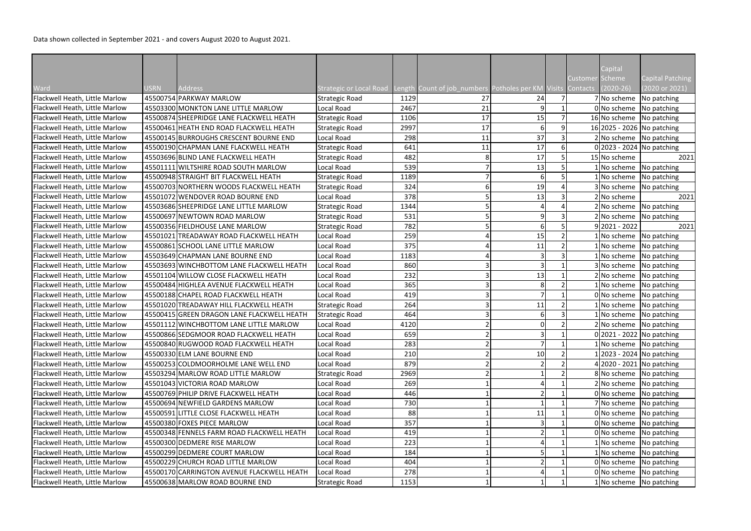Data shown collected in September 2021 - and covers August 2020 to August 2021.

| Ward | USRN | Address | Strategic or Local Road | Length | Count of job_numbers | Potholes per KM | Visits | Customer Contacts | Capital Scheme (2020-26) | Capital Patching (2020 or 2021) |
|---|---|---|---|---|---|---|---|---|---|---|
| Flackwell Heath, Little Marlow | 45500754 | PARKWAY MARLOW | Strategic Road | 1129 | 27 | 24 | 7 | 7 | No scheme | No patching |
| Flackwell Heath, Little Marlow | 45503300 | MONKTON LANE LITTLE MARLOW | Local Road | 2467 | 21 | 9 | 1 | 0 | No scheme | No patching |
| Flackwell Heath, Little Marlow | 45500874 | SHEEPRIDGE LANE FLACKWELL HEATH | Strategic Road | 1106 | 17 | 15 | 7 | 16 | No scheme | No patching |
| Flackwell Heath, Little Marlow | 45500461 | HEATH END ROAD FLACKWELL HEATH | Strategic Road | 2997 | 17 | 6 | 9 | 16 | 2025 - 2026 | No patching |
| Flackwell Heath, Little Marlow | 45500145 | BURROUGHS CRESCENT BOURNE END | Local Road | 298 | 11 | 37 | 3 | 2 | No scheme | No patching |
| Flackwell Heath, Little Marlow | 45500190 | CHAPMAN LANE FLACKWELL HEATH | Strategic Road | 641 | 11 | 17 | 6 | 0 | 2023 - 2024 | No patching |
| Flackwell Heath, Little Marlow | 45503696 | BLIND LANE FLACKWELL HEATH | Strategic Road | 482 | 8 | 17 | 5 | 15 | No scheme | 2021 |
| Flackwell Heath, Little Marlow | 45501111 | WILTSHIRE ROAD SOUTH MARLOW | Local Road | 539 | 7 | 13 | 5 | 1 | No scheme | No patching |
| Flackwell Heath, Little Marlow | 45500948 | STRAIGHT BIT FLACKWELL HEATH | Strategic Road | 1189 | 7 | 6 | 5 | 1 | No scheme | No patching |
| Flackwell Heath, Little Marlow | 45500703 | NORTHERN WOODS FLACKWELL HEATH | Strategic Road | 324 | 6 | 19 | 4 | 3 | No scheme | No patching |
| Flackwell Heath, Little Marlow | 45501072 | WENDOVER ROAD BOURNE END | Local Road | 378 | 5 | 13 | 3 | 2 | No scheme | 2021 |
| Flackwell Heath, Little Marlow | 45503686 | SHEEPRIDGE LANE LITTLE MARLOW | Strategic Road | 1344 | 5 | 4 | 4 | 2 | No scheme | No patching |
| Flackwell Heath, Little Marlow | 45500697 | NEWTOWN ROAD MARLOW | Strategic Road | 531 | 5 | 9 | 3 | 2 | No scheme | No patching |
| Flackwell Heath, Little Marlow | 45500356 | FIELDHOUSE LANE MARLOW | Strategic Road | 782 | 5 | 6 | 5 | 9 | 2021 - 2022 | 2021 |
| Flackwell Heath, Little Marlow | 45501021 | TREADAWAY ROAD FLACKWELL HEATH | Local Road | 259 | 4 | 15 | 2 | 1 | No scheme | No patching |
| Flackwell Heath, Little Marlow | 45500861 | SCHOOL LANE LITTLE MARLOW | Local Road | 375 | 4 | 11 | 2 | 1 | No scheme | No patching |
| Flackwell Heath, Little Marlow | 45503649 | CHAPMAN LANE BOURNE END | Local Road | 1183 | 4 | 3 | 3 | 1 | No scheme | No patching |
| Flackwell Heath, Little Marlow | 45503693 | WINCHBOTTOM LANE FLACKWELL HEATH | Local Road | 860 | 3 | 3 | 1 | 3 | No scheme | No patching |
| Flackwell Heath, Little Marlow | 45501104 | WILLOW CLOSE FLACKWELL HEATH | Local Road | 232 | 3 | 13 | 1 | 2 | No scheme | No patching |
| Flackwell Heath, Little Marlow | 45500484 | HIGHLEA AVENUE FLACKWELL HEATH | Local Road | 365 | 3 | 8 | 2 | 1 | No scheme | No patching |
| Flackwell Heath, Little Marlow | 45500188 | CHAPEL ROAD FLACKWELL HEATH | Local Road | 419 | 3 | 7 | 1 | 0 | No scheme | No patching |
| Flackwell Heath, Little Marlow | 45501020 | TREADAWAY HILL FLACKWELL HEATH | Strategic Road | 264 | 3 | 11 | 2 | 1 | No scheme | No patching |
| Flackwell Heath, Little Marlow | 45500415 | GREEN DRAGON LANE FLACKWELL HEATH | Strategic Road | 464 | 3 | 6 | 3 | 1 | No scheme | No patching |
| Flackwell Heath, Little Marlow | 45501112 | WINCHBOTTOM LANE LITTLE MARLOW | Local Road | 4120 | 2 | 0 | 2 | 2 | No scheme | No patching |
| Flackwell Heath, Little Marlow | 45500866 | SEDGMOOR ROAD FLACKWELL HEATH | Local Road | 659 | 2 | 3 | 1 | 0 | 2021 - 2022 | No patching |
| Flackwell Heath, Little Marlow | 45500840 | RUGWOOD ROAD FLACKWELL HEATH | Local Road | 283 | 2 | 7 | 1 | 1 | No scheme | No patching |
| Flackwell Heath, Little Marlow | 45500330 | ELM LANE BOURNE END | Local Road | 210 | 2 | 10 | 2 | 1 | 2023 - 2024 | No patching |
| Flackwell Heath, Little Marlow | 45500253 | COLDMOORHOLME LANE WELL END | Local Road | 879 | 2 | 2 | 2 | 4 | 2020 - 2021 | No patching |
| Flackwell Heath, Little Marlow | 45503294 | MARLOW ROAD LITTLE MARLOW | Strategic Road | 2969 | 2 | 1 | 2 | 8 | No scheme | No patching |
| Flackwell Heath, Little Marlow | 45501043 | VICTORIA ROAD MARLOW | Local Road | 269 | 1 | 4 | 1 | 2 | No scheme | No patching |
| Flackwell Heath, Little Marlow | 45500769 | PHILIP DRIVE FLACKWELL HEATH | Local Road | 446 | 1 | 2 | 1 | 0 | No scheme | No patching |
| Flackwell Heath, Little Marlow | 45500694 | NEWFIELD GARDENS MARLOW | Local Road | 730 | 1 | 1 | 1 | 7 | No scheme | No patching |
| Flackwell Heath, Little Marlow | 45500591 | LITTLE CLOSE FLACKWELL HEATH | Local Road | 88 | 1 | 11 | 1 | 0 | No scheme | No patching |
| Flackwell Heath, Little Marlow | 45500380 | FOXES PIECE MARLOW | Local Road | 357 | 1 | 3 | 1 | 0 | No scheme | No patching |
| Flackwell Heath, Little Marlow | 45500348 | FENNELS FARM ROAD FLACKWELL HEATH | Local Road | 419 | 1 | 2 | 1 | 0 | No scheme | No patching |
| Flackwell Heath, Little Marlow | 45500300 | DEDMERE RISE MARLOW | Local Road | 223 | 1 | 4 | 1 | 1 | No scheme | No patching |
| Flackwell Heath, Little Marlow | 45500299 | DEDMERE COURT MARLOW | Local Road | 184 | 1 | 5 | 1 | 1 | No scheme | No patching |
| Flackwell Heath, Little Marlow | 45500229 | CHURCH ROAD LITTLE MARLOW | Local Road | 404 | 1 | 2 | 1 | 0 | No scheme | No patching |
| Flackwell Heath, Little Marlow | 45500170 | CARRINGTON AVENUE FLACKWELL HEATH | Local Road | 278 | 1 | 4 | 1 | 0 | No scheme | No patching |
| Flackwell Heath, Little Marlow | 45500638 | MARLOW ROAD BOURNE END | Strategic Road | 1153 | 1 | 1 | 1 | 1 | No scheme | No patching |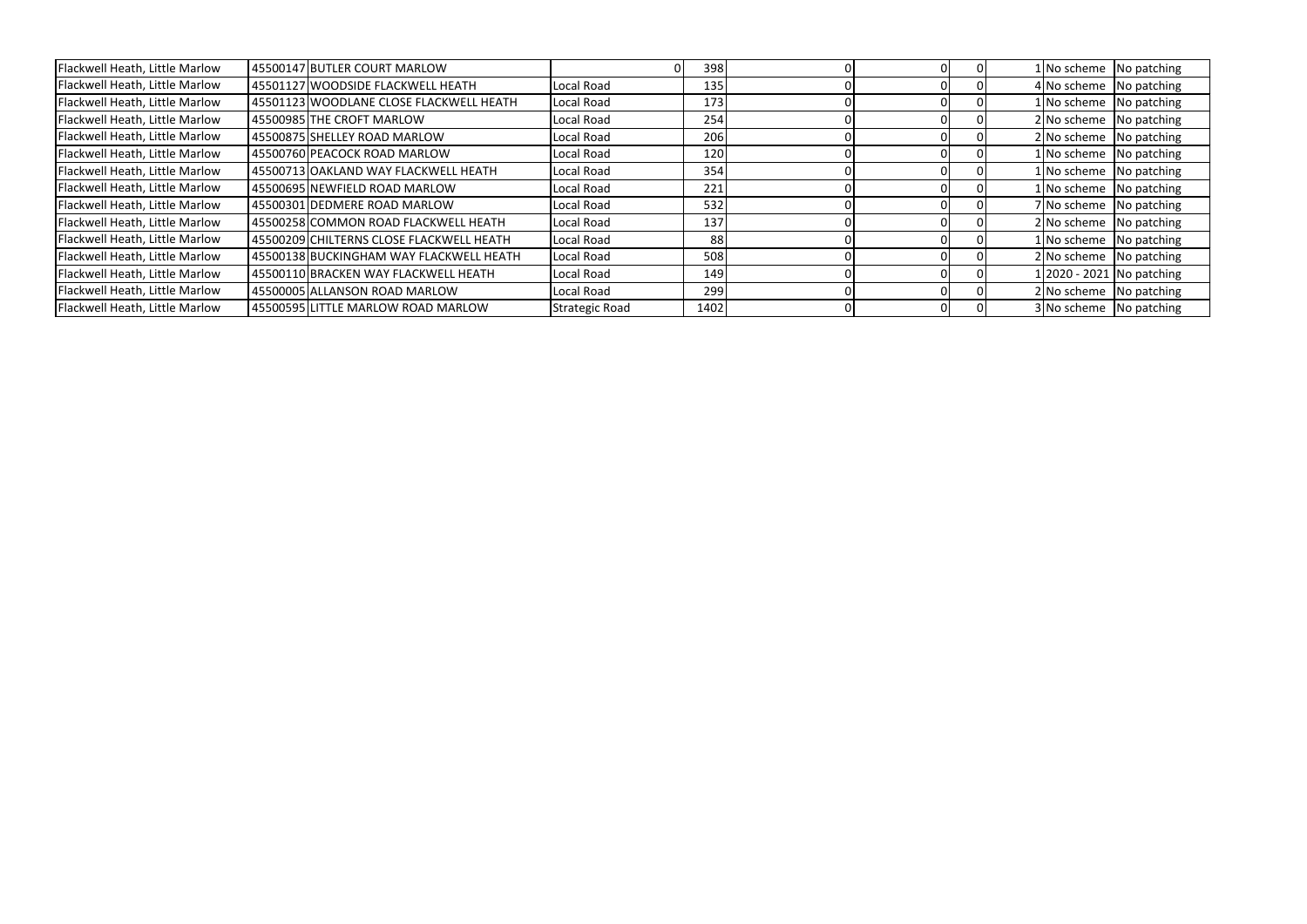| | | | | | | | | | | |
|---|---|---|---|---|---|---|---|---|---|---|
| Flackwell Heath, Little Marlow | 45500147 | BUTLER COURT MARLOW | 0 | 398 | 0 | 0 | 0 | 1 | No scheme | No patching |
| Flackwell Heath, Little Marlow | 45501127 | WOODSIDE FLACKWELL HEATH | Local Road | 135 | 0 | 0 | 0 | 4 | No scheme | No patching |
| Flackwell Heath, Little Marlow | 45501123 | WOODLANE CLOSE FLACKWELL HEATH | Local Road | 173 | 0 | 0 | 0 | 1 | No scheme | No patching |
| Flackwell Heath, Little Marlow | 45500985 | THE CROFT MARLOW | Local Road | 254 | 0 | 0 | 0 | 2 | No scheme | No patching |
| Flackwell Heath, Little Marlow | 45500875 | SHELLEY ROAD MARLOW | Local Road | 206 | 0 | 0 | 0 | 2 | No scheme | No patching |
| Flackwell Heath, Little Marlow | 45500760 | PEACOCK ROAD MARLOW | Local Road | 120 | 0 | 0 | 0 | 1 | No scheme | No patching |
| Flackwell Heath, Little Marlow | 45500713 | OAKLAND WAY FLACKWELL HEATH | Local Road | 354 | 0 | 0 | 0 | 1 | No scheme | No patching |
| Flackwell Heath, Little Marlow | 45500695 | NEWFIELD ROAD MARLOW | Local Road | 221 | 0 | 0 | 0 | 1 | No scheme | No patching |
| Flackwell Heath, Little Marlow | 45500301 | DEDMERE ROAD MARLOW | Local Road | 532 | 0 | 0 | 0 | 7 | No scheme | No patching |
| Flackwell Heath, Little Marlow | 45500258 | COMMON ROAD FLACKWELL HEATH | Local Road | 137 | 0 | 0 | 0 | 2 | No scheme | No patching |
| Flackwell Heath, Little Marlow | 45500209 | CHILTERNS CLOSE FLACKWELL HEATH | Local Road | 88 | 0 | 0 | 0 | 1 | No scheme | No patching |
| Flackwell Heath, Little Marlow | 45500138 | BUCKINGHAM WAY FLACKWELL HEATH | Local Road | 508 | 0 | 0 | 0 | 2 | No scheme | No patching |
| Flackwell Heath, Little Marlow | 45500110 | BRACKEN WAY FLACKWELL HEATH | Local Road | 149 | 0 | 0 | 0 | 1 | 2020 - 2021 | No patching |
| Flackwell Heath, Little Marlow | 45500005 | ALLANSON ROAD MARLOW | Local Road | 299 | 0 | 0 | 0 | 2 | No scheme | No patching |
| Flackwell Heath, Little Marlow | 45500595 | LITTLE MARLOW ROAD MARLOW | Strategic Road | 1402 | 0 | 0 | 0 | 3 | No scheme | No patching |